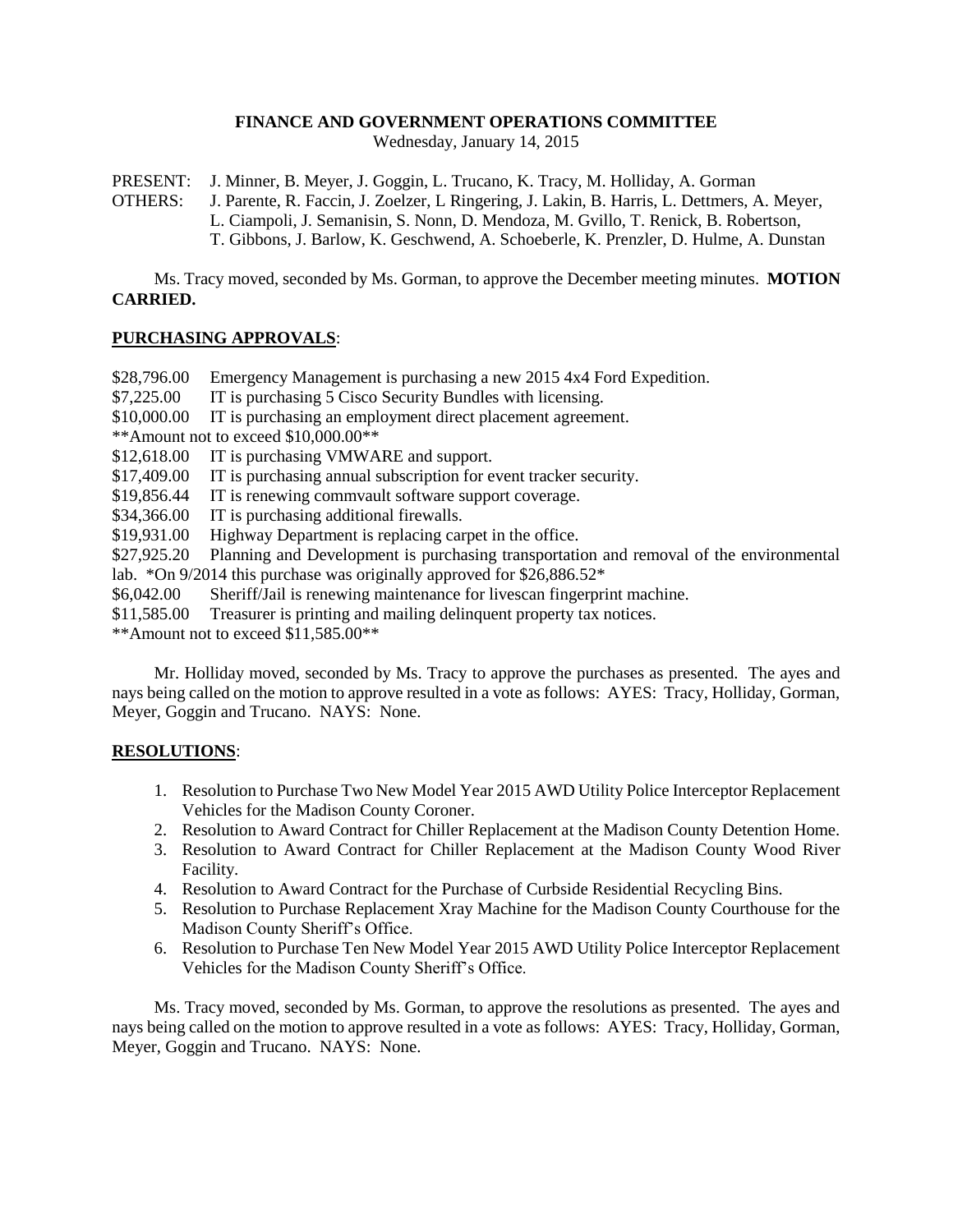**FINANCE AND GOVERNMENT OPERATIONS COMMITTEE**

Wednesday, January 14, 2015

PRESENT: J. Minner, B. Meyer, J. Goggin, L. Trucano, K. Tracy, M. Holliday, A. Gorman
OTHERS: J. Parente, R. Faccin, J. Zoelzer, L Ringering, J. Lakin, B. Harris, L. Dettmers, A. Meyer, L. Ciampoli, J. Semanisin, S. Nonn, D. Mendoza, M. Gvillo, T. Renick, B. Robertson, T. Gibbons, J. Barlow, K. Geschwend, A. Schoeberle, K. Prenzler, D. Hulme, A. Dunstan

Ms. Tracy moved, seconded by Ms. Gorman, to approve the December meeting minutes. **MOTION CARRIED.**

**PURCHASING APPROVALS**:

$28,796.00 Emergency Management is purchasing a new 2015 4x4 Ford Expedition.
$7,225.00 IT is purchasing 5 Cisco Security Bundles with licensing.
$10,000.00 IT is purchasing an employment direct placement agreement.
**Amount not to exceed $10,000.00**
$12,618.00 IT is purchasing VMWARE and support.
$17,409.00 IT is purchasing annual subscription for event tracker security.
$19,856.44 IT is renewing commvault software support coverage.
$34,366.00 IT is purchasing additional firewalls.
$19,931.00 Highway Department is replacing carpet in the office.
$27,925.20 Planning and Development is purchasing transportation and removal of the environmental lab. *On 9/2014 this purchase was originally approved for $26,886.52*
$6,042.00 Sheriff/Jail is renewing maintenance for livescan fingerprint machine.
$11,585.00 Treasurer is printing and mailing delinquent property tax notices.
**Amount not to exceed $11,585.00**

Mr. Holliday moved, seconded by Ms. Tracy to approve the purchases as presented. The ayes and nays being called on the motion to approve resulted in a vote as follows: AYES: Tracy, Holliday, Gorman, Meyer, Goggin and Trucano. NAYS: None.

**RESOLUTIONS**:

1. Resolution to Purchase Two New Model Year 2015 AWD Utility Police Interceptor Replacement Vehicles for the Madison County Coroner.
2. Resolution to Award Contract for Chiller Replacement at the Madison County Detention Home.
3. Resolution to Award Contract for Chiller Replacement at the Madison County Wood River Facility.
4. Resolution to Award Contract for the Purchase of Curbside Residential Recycling Bins.
5. Resolution to Purchase Replacement Xray Machine for the Madison County Courthouse for the Madison County Sheriff's Office.
6. Resolution to Purchase Ten New Model Year 2015 AWD Utility Police Interceptor Replacement Vehicles for the Madison County Sheriff's Office.

Ms. Tracy moved, seconded by Ms. Gorman, to approve the resolutions as presented. The ayes and nays being called on the motion to approve resulted in a vote as follows: AYES: Tracy, Holliday, Gorman, Meyer, Goggin and Trucano. NAYS: None.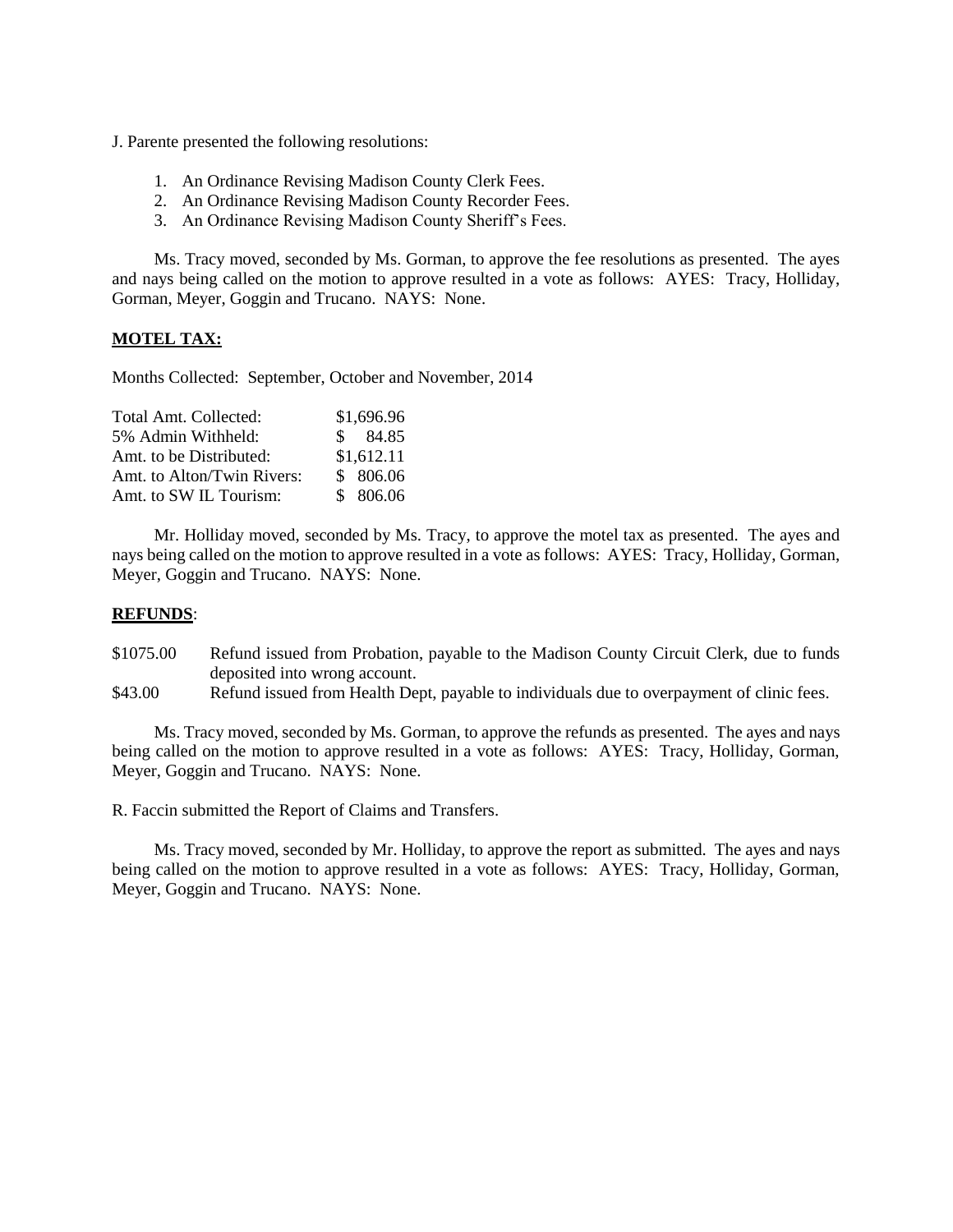J. Parente presented the following resolutions:

1. An Ordinance Revising Madison County Clerk Fees.
2. An Ordinance Revising Madison County Recorder Fees.
3. An Ordinance Revising Madison County Sheriff's Fees.

Ms. Tracy moved, seconded by Ms. Gorman, to approve the fee resolutions as presented. The ayes and nays being called on the motion to approve resulted in a vote as follows: AYES: Tracy, Holliday, Gorman, Meyer, Goggin and Trucano. NAYS: None.

**MOTEL TAX:**

Months Collected: September, October and November, 2014

| | |
|---|---|
| Total Amt. Collected: | $1,696.96 |
| 5% Admin Withheld: | $ 84.85 |
| Amt. to be Distributed: | $1,612.11 |
| Amt. to Alton/Twin Rivers: | $ 806.06 |
| Amt. to SW IL Tourism: | $ 806.06 |

Mr. Holliday moved, seconded by Ms. Tracy, to approve the motel tax as presented. The ayes and nays being called on the motion to approve resulted in a vote as follows: AYES: Tracy, Holliday, Gorman, Meyer, Goggin and Trucano. NAYS: None.

**REFUNDS**:

| | |
|---|---|
| $1075.00 | Refund issued from Probation, payable to the Madison County Circuit Clerk, due to funds deposited into wrong account. |
| $43.00 | Refund issued from Health Dept, payable to individuals due to overpayment of clinic fees. |

Ms. Tracy moved, seconded by Ms. Gorman, to approve the refunds as presented. The ayes and nays being called on the motion to approve resulted in a vote as follows: AYES: Tracy, Holliday, Gorman, Meyer, Goggin and Trucano. NAYS: None.

R. Faccin submitted the Report of Claims and Transfers.

Ms. Tracy moved, seconded by Mr. Holliday, to approve the report as submitted. The ayes and nays being called on the motion to approve resulted in a vote as follows: AYES: Tracy, Holliday, Gorman, Meyer, Goggin and Trucano. NAYS: None.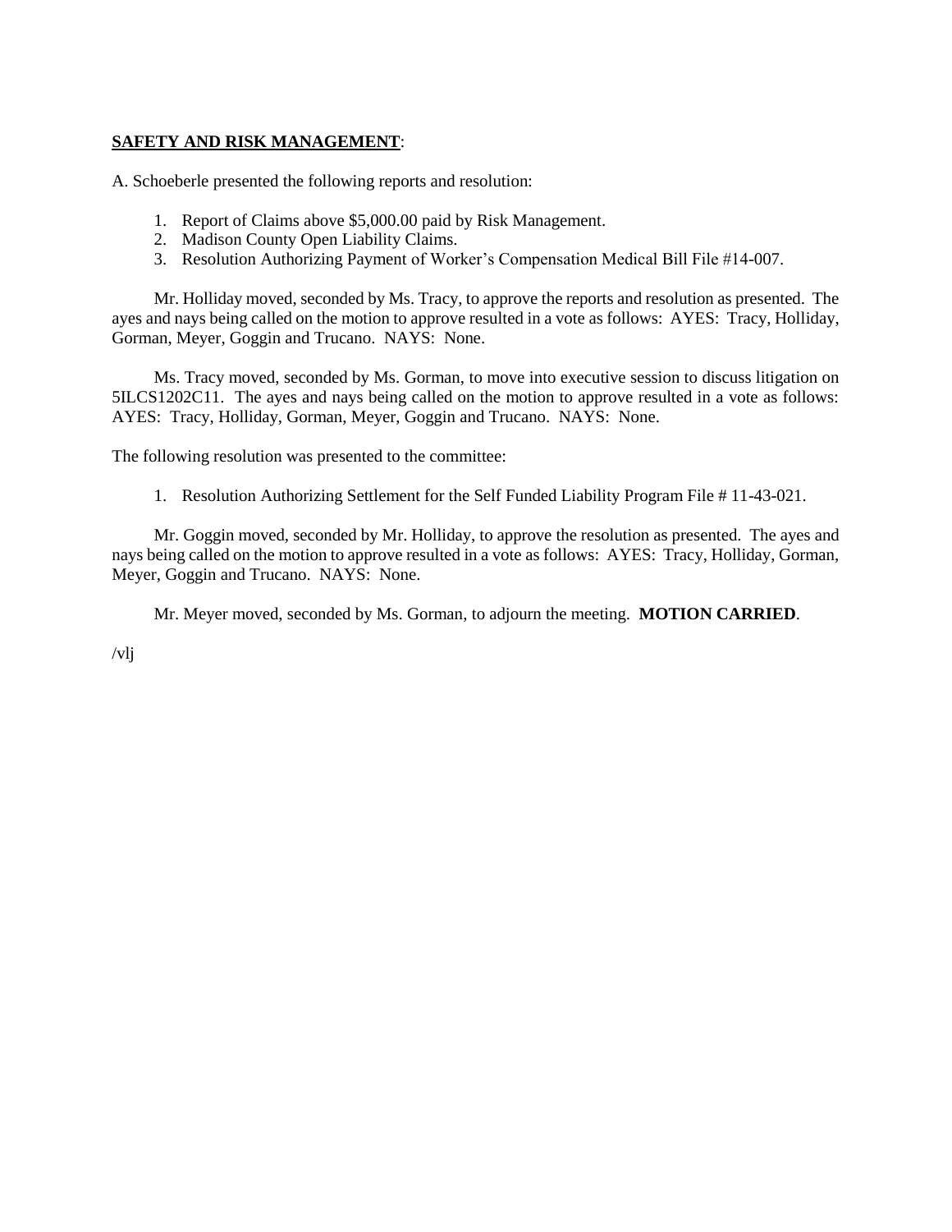**SAFETY AND RISK MANAGEMENT**:

A. Schoeberle presented the following reports and resolution:

1. Report of Claims above $5,000.00 paid by Risk Management.
2. Madison County Open Liability Claims.
3. Resolution Authorizing Payment of Worker's Compensation Medical Bill File #14-007.

Mr. Holliday moved, seconded by Ms. Tracy, to approve the reports and resolution as presented. The ayes and nays being called on the motion to approve resulted in a vote as follows: AYES: Tracy, Holliday, Gorman, Meyer, Goggin and Trucano. NAYS: None.

Ms. Tracy moved, seconded by Ms. Gorman, to move into executive session to discuss litigation on 5ILCS1202C11. The ayes and nays being called on the motion to approve resulted in a vote as follows: AYES: Tracy, Holliday, Gorman, Meyer, Goggin and Trucano. NAYS: None.

The following resolution was presented to the committee:

1. Resolution Authorizing Settlement for the Self Funded Liability Program File # 11-43-021.

Mr. Goggin moved, seconded by Mr. Holliday, to approve the resolution as presented. The ayes and nays being called on the motion to approve resulted in a vote as follows: AYES: Tracy, Holliday, Gorman, Meyer, Goggin and Trucano. NAYS: None.

Mr. Meyer moved, seconded by Ms. Gorman, to adjourn the meeting. **MOTION CARRIED**.

/vlj